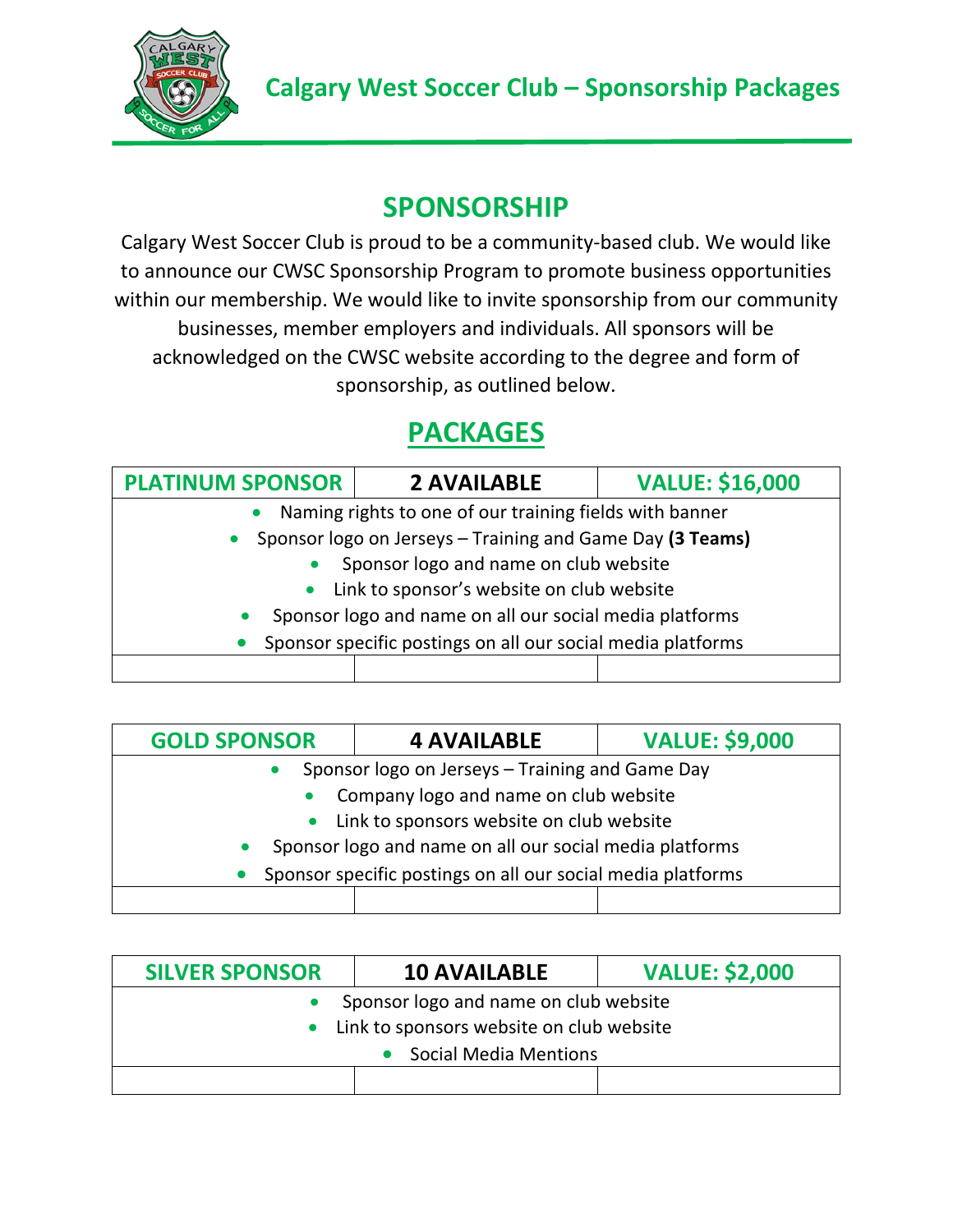# Calgary West Soccer Club – Sponsorship Packages

## SPONSORSHIP

Calgary West Soccer Club is proud to be a community-based club. We would like to announce our CWSC Sponsorship Program to promote business opportunities within our membership. We would like to invite sponsorship from our community businesses, member employers and individuals. All sponsors will be acknowledged on the CWSC website according to the degree and form of sponsorship, as outlined below.

## PACKAGES

| PLATINUM SPONSOR | 2 AVAILABLE | VALUE: $16,000 |
|---|---|---|
| • Naming rights to one of our training fields with banner<br>• Sponsor logo on Jerseys – Training and Game Day **(3 Teams)**<br>• Sponsor logo and name on club website<br>• Link to sponsor's website on club website<br>• Sponsor logo and name on all our social media platforms<br>• Sponsor specific postings on all our social media platforms | | |
| | | |

| GOLD SPONSOR | 4 AVAILABLE | VALUE: $9,000 |
|---|---|---|
| • Sponsor logo on Jerseys – Training and Game Day<br>• Company logo and name on club website<br>• Link to sponsors website on club website<br>• Sponsor logo and name on all our social media platforms<br>• Sponsor specific postings on all our social media platforms | | |
| | | |

| SILVER SPONSOR | 10 AVAILABLE | VALUE: $2,000 |
|---|---|---|
| • Sponsor logo and name on club website<br>• Link to sponsors website on club website<br>• Social Media Mentions | | |
| | | |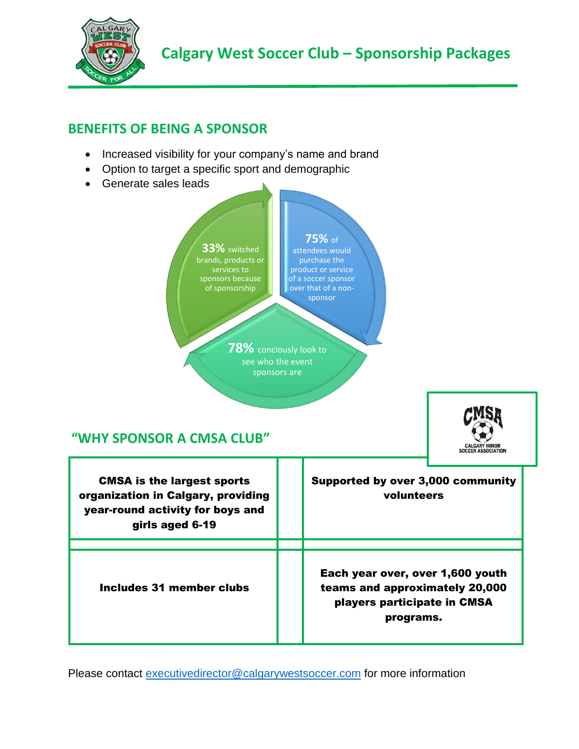# Calgary West Soccer Club – Sponsorship Packages

## BENEFITS OF BEING A SPONSOR

- Increased visibility for your company's name and brand
- Option to target a specific sport and demographic
- Generate sales leads

**33%** switched brands, products or services to sponsors because of sponsorship

**75%** of attendees would purchase the product or service of a soccer sponsor over that of a non-sponsor

**78%** conciously look to see who the event sponsors are

## "WHY SPONSOR A CMSA CLUB"

CMSA
CALGARY MINOR SOCCER ASSOCIATION

| | | |
|---|---|---|
| **CMSA is the largest sports organization in Calgary, providing year-round activity for boys and girls aged 6-19** | | **Supported by over 3,000 community volunteers** |
| | | |
| **Includes 31 member clubs** | | **Each year over, over 1,600 youth teams and approximately 20,000 players participate in CMSA programs.** |

Please contact executivedirector@calgarywestsoccer.com for more information